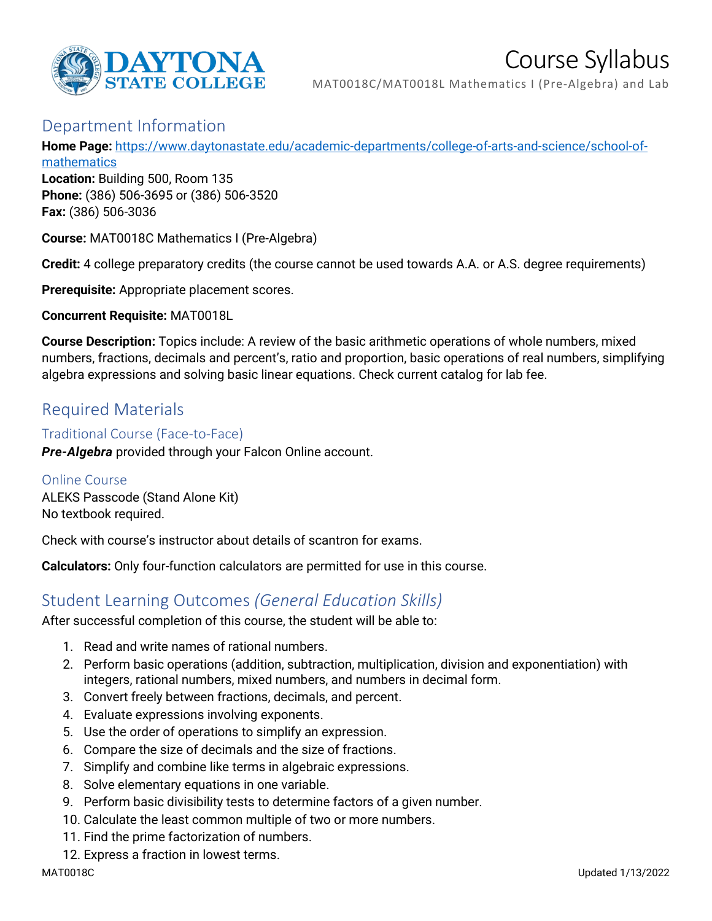# Course Syllabus

MAT0018C/MAT0018L Mathematics I (Pre-Algebra) and Lab

## Department Information

**Home Page:** [https://www.daytonastate.edu/academic-departments/college-of-arts-and-science/school-of-mathematics](https://www.daytonastate.edu/academic-departments/college-of-arts-and-science/school-of-mathematics)
**Location:** Building 500, Room 135
**Phone:** (386) 506-3695 or (386) 506-3520
**Fax:** (386) 506-3036

**Course:** MAT0018C Mathematics I (Pre-Algebra)

**Credit:** 4 college preparatory credits (the course cannot be used towards A.A. or A.S. degree requirements)

**Prerequisite:** Appropriate placement scores.

**Concurrent Requisite:** MAT0018L

**Course Description:** Topics include: A review of the basic arithmetic operations of whole numbers, mixed numbers, fractions, decimals and percent's, ratio and proportion, basic operations of real numbers, simplifying algebra expressions and solving basic linear equations. Check current catalog for lab fee.

## Required Materials

### Traditional Course (Face-to-Face)

***Pre-Algebra*** provided through your Falcon Online account.

### Online Course

ALEKS Passcode (Stand Alone Kit)
No textbook required.

Check with course's instructor about details of scantron for exams.

**Calculators:** Only four-function calculators are permitted for use in this course.

## Student Learning Outcomes *(General Education Skills)*

After successful completion of this course, the student will be able to:

1. Read and write names of rational numbers.
2. Perform basic operations (addition, subtraction, multiplication, division and exponentiation) with integers, rational numbers, mixed numbers, and numbers in decimal form.
3. Convert freely between fractions, decimals, and percent.
4. Evaluate expressions involving exponents.
5. Use the order of operations to simplify an expression.
6. Compare the size of decimals and the size of fractions.
7. Simplify and combine like terms in algebraic expressions.
8. Solve elementary equations in one variable.
9. Perform basic divisibility tests to determine factors of a given number.
10. Calculate the least common multiple of two or more numbers.
11. Find the prime factorization of numbers.
12. Express a fraction in lowest terms.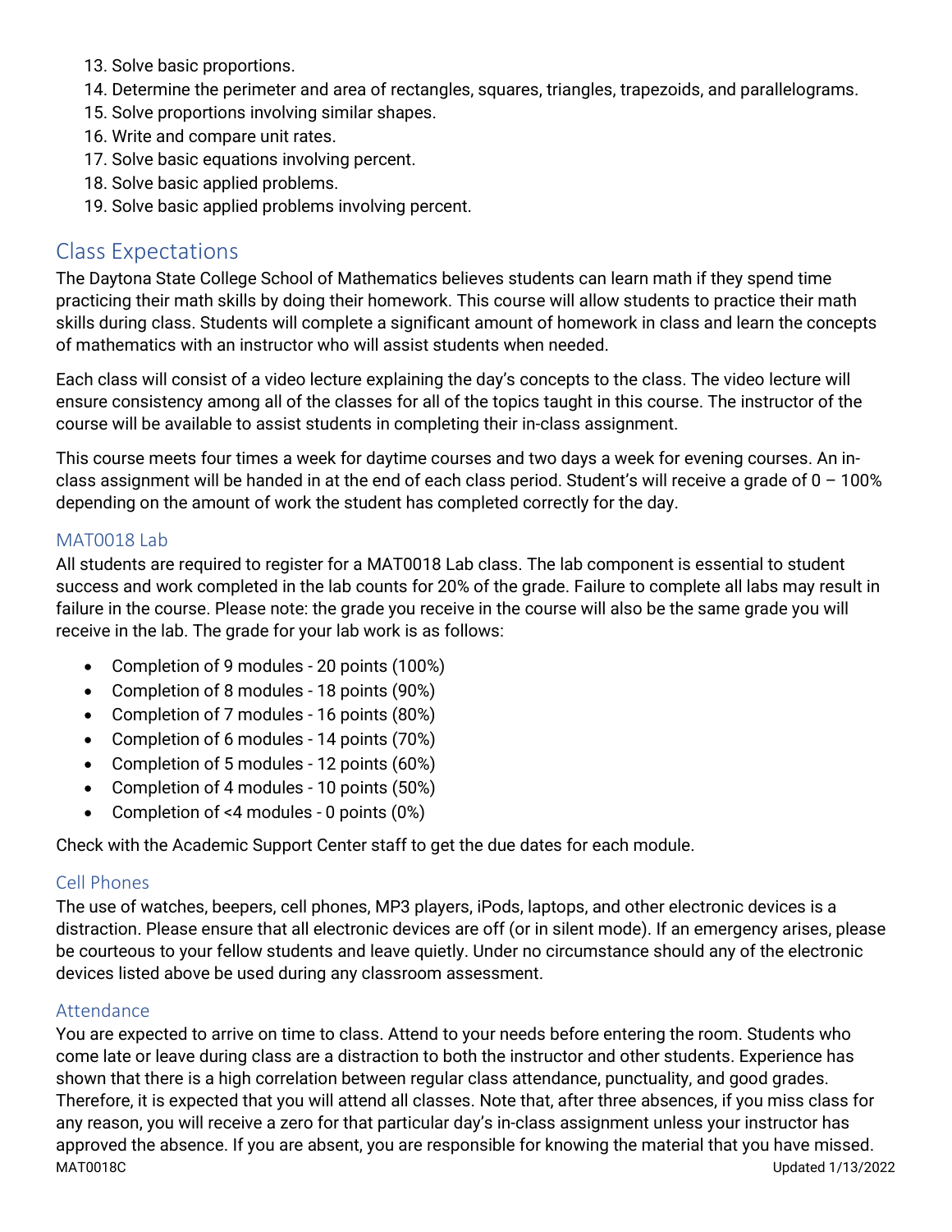13. Solve basic proportions.
14. Determine the perimeter and area of rectangles, squares, triangles, trapezoids, and parallelograms.
15. Solve proportions involving similar shapes.
16. Write and compare unit rates.
17. Solve basic equations involving percent.
18. Solve basic applied problems.
19. Solve basic applied problems involving percent.

## Class Expectations

The Daytona State College School of Mathematics believes students can learn math if they spend time practicing their math skills by doing their homework. This course will allow students to practice their math skills during class. Students will complete a significant amount of homework in class and learn the concepts of mathematics with an instructor who will assist students when needed.

Each class will consist of a video lecture explaining the day's concepts to the class. The video lecture will ensure consistency among all of the classes for all of the topics taught in this course. The instructor of the course will be available to assist students in completing their in-class assignment.

This course meets four times a week for daytime courses and two days a week for evening courses. An in-class assignment will be handed in at the end of each class period. Student's will receive a grade of 0 – 100% depending on the amount of work the student has completed correctly for the day.

### MAT0018 Lab

All students are required to register for a MAT0018 Lab class. The lab component is essential to student success and work completed in the lab counts for 20% of the grade. Failure to complete all labs may result in failure in the course. Please note: the grade you receive in the course will also be the same grade you will receive in the lab. The grade for your lab work is as follows:

- Completion of 9 modules - 20 points (100%)
- Completion of 8 modules - 18 points (90%)
- Completion of 7 modules - 16 points (80%)
- Completion of 6 modules - 14 points (70%)
- Completion of 5 modules - 12 points (60%)
- Completion of 4 modules - 10 points (50%)
- Completion of <4 modules - 0 points (0%)

Check with the Academic Support Center staff to get the due dates for each module.

### Cell Phones

The use of watches, beepers, cell phones, MP3 players, iPods, laptops, and other electronic devices is a distraction. Please ensure that all electronic devices are off (or in silent mode). If an emergency arises, please be courteous to your fellow students and leave quietly. Under no circumstance should any of the electronic devices listed above be used during any classroom assessment.

### Attendance

You are expected to arrive on time to class. Attend to your needs before entering the room. Students who come late or leave during class are a distraction to both the instructor and other students. Experience has shown that there is a high correlation between regular class attendance, punctuality, and good grades. Therefore, it is expected that you will attend all classes. Note that, after three absences, if you miss class for any reason, you will receive a zero for that particular day's in-class assignment unless your instructor has approved the absence. If you are absent, you are responsible for knowing the material that you have missed.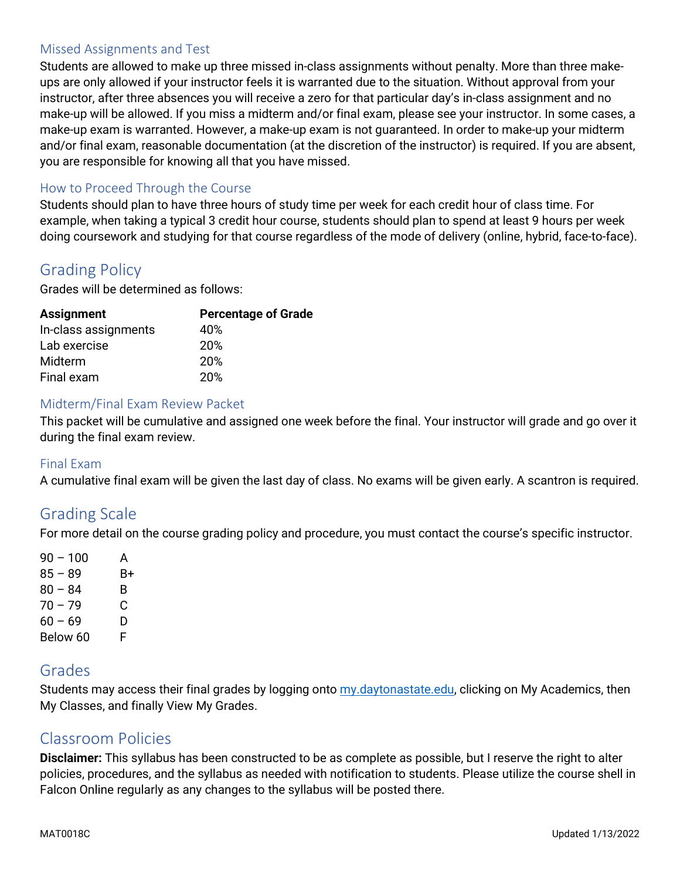### Missed Assignments and Test

Students are allowed to make up three missed in-class assignments without penalty. More than three make-ups are only allowed if your instructor feels it is warranted due to the situation. Without approval from your instructor, after three absences you will receive a zero for that particular day's in-class assignment and no make-up will be allowed. If you miss a midterm and/or final exam, please see your instructor. In some cases, a make-up exam is warranted. However, a make-up exam is not guaranteed. In order to make-up your midterm and/or final exam, reasonable documentation (at the discretion of the instructor) is required. If you are absent, you are responsible for knowing all that you have missed.

### How to Proceed Through the Course

Students should plan to have three hours of study time per week for each credit hour of class time. For example, when taking a typical 3 credit hour course, students should plan to spend at least 9 hours per week doing coursework and studying for that course regardless of the mode of delivery (online, hybrid, face-to-face).

## Grading Policy

Grades will be determined as follows:

| Assignment | Percentage of Grade |
| --- | --- |
| In-class assignments | 40% |
| Lab exercise | 20% |
| Midterm | 20% |
| Final exam | 20% |

### Midterm/Final Exam Review Packet

This packet will be cumulative and assigned one week before the final. Your instructor will grade and go over it during the final exam review.

### Final Exam

A cumulative final exam will be given the last day of class. No exams will be given early. A scantron is required.

## Grading Scale

For more detail on the course grading policy and procedure, you must contact the course's specific instructor.

| | |
| --- | --- |
| 90 – 100 | A |
| 85 – 89 | B+ |
| 80 – 84 | B |
| 70 – 79 | C |
| 60 – 69 | D |
| Below 60 | F |

## Grades

Students may access their final grades by logging onto my.daytonastate.edu, clicking on My Academics, then My Classes, and finally View My Grades.

## Classroom Policies

**Disclaimer:** This syllabus has been constructed to be as complete as possible, but I reserve the right to alter policies, procedures, and the syllabus as needed with notification to students. Please utilize the course shell in Falcon Online regularly as any changes to the syllabus will be posted there.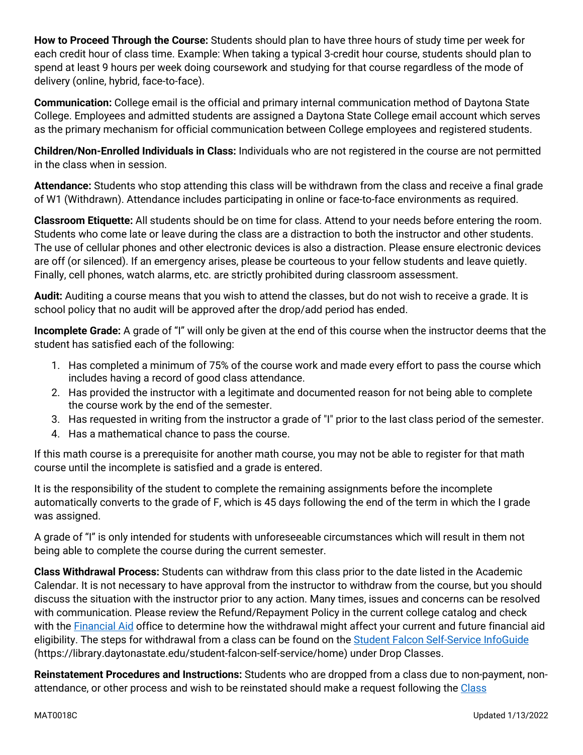**How to Proceed Through the Course:** Students should plan to have three hours of study time per week for each credit hour of class time. Example: When taking a typical 3-credit hour course, students should plan to spend at least 9 hours per week doing coursework and studying for that course regardless of the mode of delivery (online, hybrid, face-to-face).

**Communication:** College email is the official and primary internal communication method of Daytona State College. Employees and admitted students are assigned a Daytona State College email account which serves as the primary mechanism for official communication between College employees and registered students.

**Children/Non-Enrolled Individuals in Class:** Individuals who are not registered in the course are not permitted in the class when in session.

**Attendance:** Students who stop attending this class will be withdrawn from the class and receive a final grade of W1 (Withdrawn). Attendance includes participating in online or face-to-face environments as required.

**Classroom Etiquette:** All students should be on time for class. Attend to your needs before entering the room. Students who come late or leave during the class are a distraction to both the instructor and other students. The use of cellular phones and other electronic devices is also a distraction. Please ensure electronic devices are off (or silenced). If an emergency arises, please be courteous to your fellow students and leave quietly. Finally, cell phones, watch alarms, etc. are strictly prohibited during classroom assessment.

**Audit:** Auditing a course means that you wish to attend the classes, but do not wish to receive a grade. It is school policy that no audit will be approved after the drop/add period has ended.

**Incomplete Grade:** A grade of "I" will only be given at the end of this course when the instructor deems that the student has satisfied each of the following:

1. Has completed a minimum of 75% of the course work and made every effort to pass the course which includes having a record of good class attendance.
2. Has provided the instructor with a legitimate and documented reason for not being able to complete the course work by the end of the semester.
3. Has requested in writing from the instructor a grade of "I" prior to the last class period of the semester.
4. Has a mathematical chance to pass the course.

If this math course is a prerequisite for another math course, you may not be able to register for that math course until the incomplete is satisfied and a grade is entered.

It is the responsibility of the student to complete the remaining assignments before the incomplete automatically converts to the grade of F, which is 45 days following the end of the term in which the I grade was assigned.

A grade of "I" is only intended for students with unforeseeable circumstances which will result in them not being able to complete the course during the current semester.

**Class Withdrawal Process:** Students can withdraw from this class prior to the date listed in the Academic Calendar. It is not necessary to have approval from the instructor to withdraw from the course, but you should discuss the situation with the instructor prior to any action. Many times, issues and concerns can be resolved with communication. Please review the Refund/Repayment Policy in the current college catalog and check with the Financial Aid office to determine how the withdrawal might affect your current and future financial aid eligibility. The steps for withdrawal from a class can be found on the Student Falcon Self-Service InfoGuide (https://library.daytonastate.edu/student-falcon-self-service/home) under Drop Classes.

**Reinstatement Procedures and Instructions:** Students who are dropped from a class due to non-payment, non-attendance, or other process and wish to be reinstated should make a request following the Class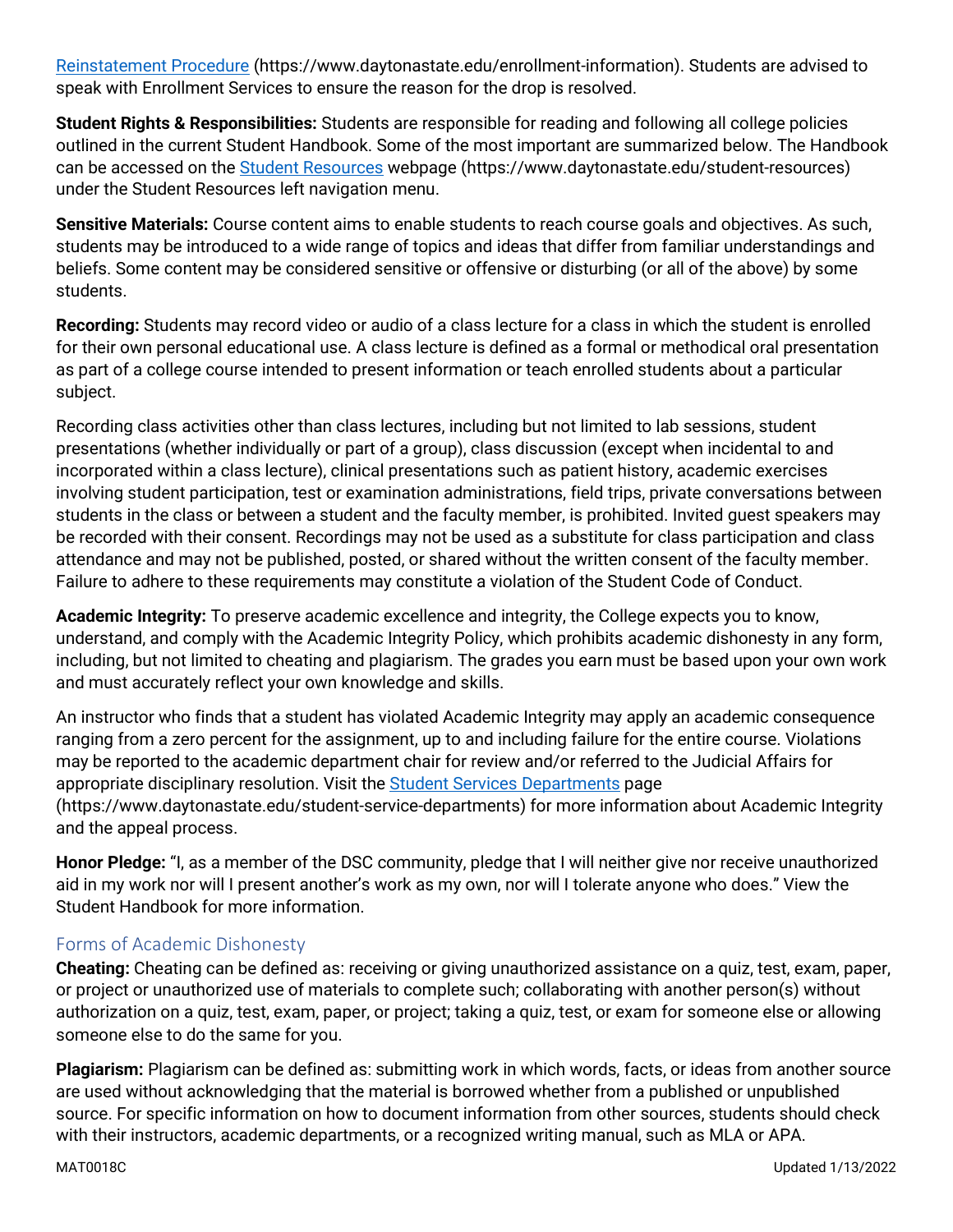[Reinstatement Procedure](https://www.daytonastate.edu/enrollment-information) (https://www.daytonastate.edu/enrollment-information). Students are advised to speak with Enrollment Services to ensure the reason for the drop is resolved.

**Student Rights & Responsibilities:** Students are responsible for reading and following all college policies outlined in the current Student Handbook. Some of the most important are summarized below. The Handbook can be accessed on the [Student Resources](https://www.daytonastate.edu/student-resources) webpage (https://www.daytonastate.edu/student-resources) under the Student Resources left navigation menu.

**Sensitive Materials:** Course content aims to enable students to reach course goals and objectives. As such, students may be introduced to a wide range of topics and ideas that differ from familiar understandings and beliefs. Some content may be considered sensitive or offensive or disturbing (or all of the above) by some students.

**Recording:** Students may record video or audio of a class lecture for a class in which the student is enrolled for their own personal educational use. A class lecture is defined as a formal or methodical oral presentation as part of a college course intended to present information or teach enrolled students about a particular subject.

Recording class activities other than class lectures, including but not limited to lab sessions, student presentations (whether individually or part of a group), class discussion (except when incidental to and incorporated within a class lecture), clinical presentations such as patient history, academic exercises involving student participation, test or examination administrations, field trips, private conversations between students in the class or between a student and the faculty member, is prohibited. Invited guest speakers may be recorded with their consent. Recordings may not be used as a substitute for class participation and class attendance and may not be published, posted, or shared without the written consent of the faculty member. Failure to adhere to these requirements may constitute a violation of the Student Code of Conduct.

**Academic Integrity:** To preserve academic excellence and integrity, the College expects you to know, understand, and comply with the Academic Integrity Policy, which prohibits academic dishonesty in any form, including, but not limited to cheating and plagiarism. The grades you earn must be based upon your own work and must accurately reflect your own knowledge and skills.

An instructor who finds that a student has violated Academic Integrity may apply an academic consequence ranging from a zero percent for the assignment, up to and including failure for the entire course. Violations may be reported to the academic department chair for review and/or referred to the Judicial Affairs for appropriate disciplinary resolution. Visit the [Student Services Departments](https://www.daytonastate.edu/student-service-departments) page (https://www.daytonastate.edu/student-service-departments) for more information about Academic Integrity and the appeal process.

**Honor Pledge:** "I, as a member of the DSC community, pledge that I will neither give nor receive unauthorized aid in my work nor will I present another's work as my own, nor will I tolerate anyone who does." View the Student Handbook for more information.

## Forms of Academic Dishonesty

**Cheating:** Cheating can be defined as: receiving or giving unauthorized assistance on a quiz, test, exam, paper, or project or unauthorized use of materials to complete such; collaborating with another person(s) without authorization on a quiz, test, exam, paper, or project; taking a quiz, test, or exam for someone else or allowing someone else to do the same for you.

**Plagiarism:** Plagiarism can be defined as: submitting work in which words, facts, or ideas from another source are used without acknowledging that the material is borrowed whether from a published or unpublished source. For specific information on how to document information from other sources, students should check with their instructors, academic departments, or a recognized writing manual, such as MLA or APA.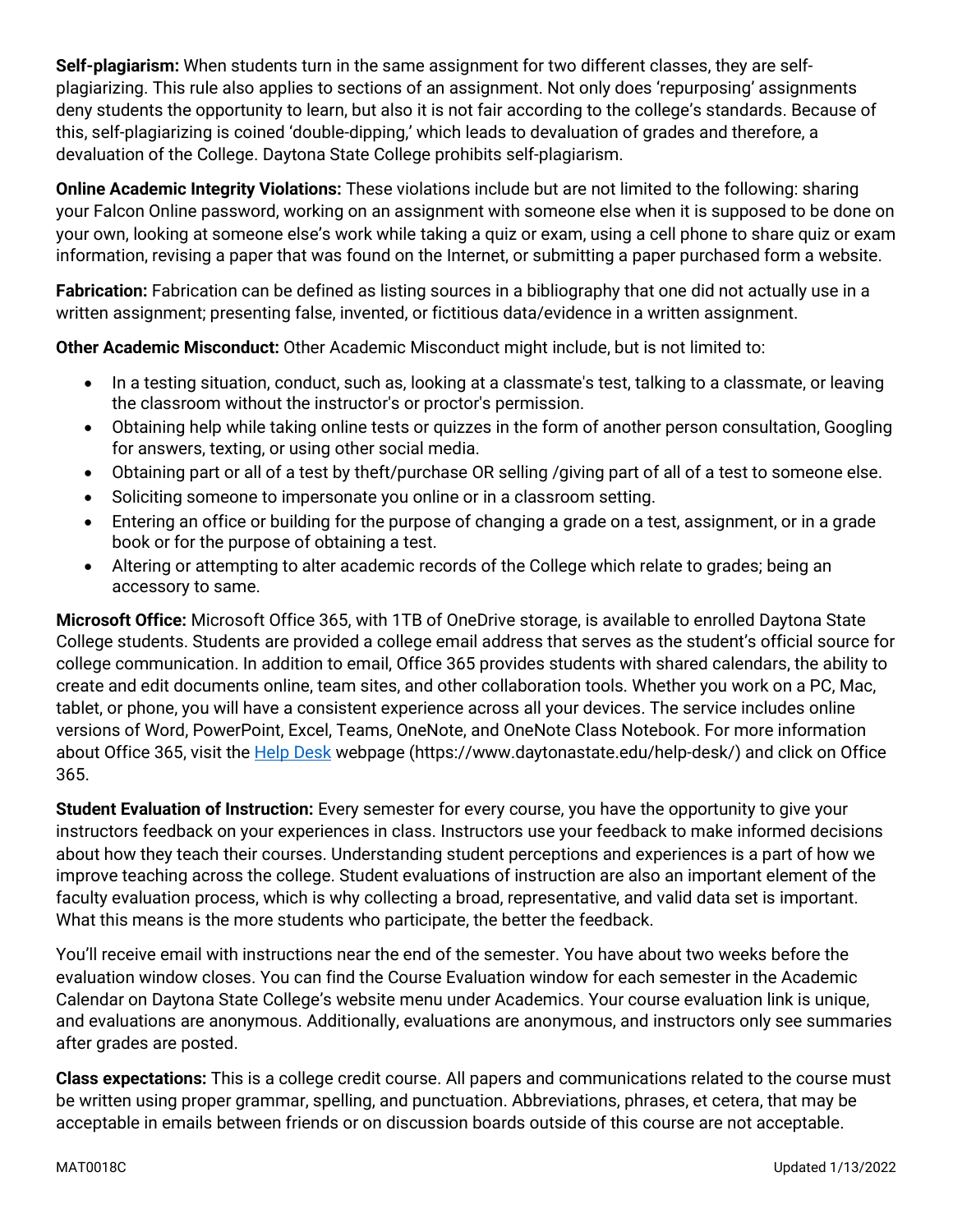**Self-plagiarism:** When students turn in the same assignment for two different classes, they are self-plagiarizing. This rule also applies to sections of an assignment. Not only does 'repurposing' assignments deny students the opportunity to learn, but also it is not fair according to the college's standards. Because of this, self-plagiarizing is coined 'double-dipping,' which leads to devaluation of grades and therefore, a devaluation of the College. Daytona State College prohibits self-plagiarism.

**Online Academic Integrity Violations:** These violations include but are not limited to the following: sharing your Falcon Online password, working on an assignment with someone else when it is supposed to be done on your own, looking at someone else's work while taking a quiz or exam, using a cell phone to share quiz or exam information, revising a paper that was found on the Internet, or submitting a paper purchased form a website.

**Fabrication:** Fabrication can be defined as listing sources in a bibliography that one did not actually use in a written assignment; presenting false, invented, or fictitious data/evidence in a written assignment.

**Other Academic Misconduct:** Other Academic Misconduct might include, but is not limited to:

- In a testing situation, conduct, such as, looking at a classmate's test, talking to a classmate, or leaving the classroom without the instructor's or proctor's permission.
- Obtaining help while taking online tests or quizzes in the form of another person consultation, Googling for answers, texting, or using other social media.
- Obtaining part or all of a test by theft/purchase OR selling /giving part of all of a test to someone else.
- Soliciting someone to impersonate you online or in a classroom setting.
- Entering an office or building for the purpose of changing a grade on a test, assignment, or in a grade book or for the purpose of obtaining a test.
- Altering or attempting to alter academic records of the College which relate to grades; being an accessory to same.

**Microsoft Office:** Microsoft Office 365, with 1TB of OneDrive storage, is available to enrolled Daytona State College students. Students are provided a college email address that serves as the student's official source for college communication. In addition to email, Office 365 provides students with shared calendars, the ability to create and edit documents online, team sites, and other collaboration tools. Whether you work on a PC, Mac, tablet, or phone, you will have a consistent experience across all your devices. The service includes online versions of Word, PowerPoint, Excel, Teams, OneNote, and OneNote Class Notebook. For more information about Office 365, visit the [Help Desk](https://www.daytonastate.edu/help-desk/) webpage (https://www.daytonastate.edu/help-desk/) and click on Office 365.

**Student Evaluation of Instruction:** Every semester for every course, you have the opportunity to give your instructors feedback on your experiences in class. Instructors use your feedback to make informed decisions about how they teach their courses. Understanding student perceptions and experiences is a part of how we improve teaching across the college. Student evaluations of instruction are also an important element of the faculty evaluation process, which is why collecting a broad, representative, and valid data set is important. What this means is the more students who participate, the better the feedback.

You'll receive email with instructions near the end of the semester. You have about two weeks before the evaluation window closes. You can find the Course Evaluation window for each semester in the Academic Calendar on Daytona State College's website menu under Academics. Your course evaluation link is unique, and evaluations are anonymous. Additionally, evaluations are anonymous, and instructors only see summaries after grades are posted.

**Class expectations:** This is a college credit course. All papers and communications related to the course must be written using proper grammar, spelling, and punctuation. Abbreviations, phrases, et cetera, that may be acceptable in emails between friends or on discussion boards outside of this course are not acceptable.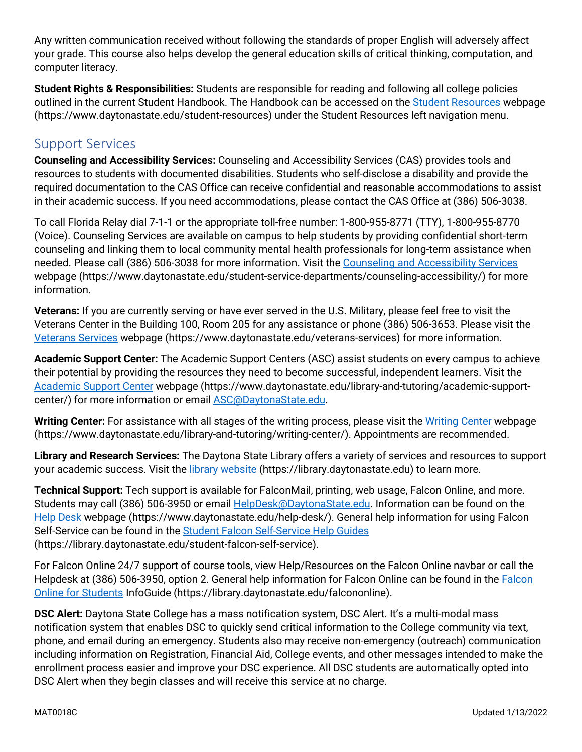Any written communication received without following the standards of proper English will adversely affect your grade. This course also helps develop the general education skills of critical thinking, computation, and computer literacy.

**Student Rights & Responsibilities:** Students are responsible for reading and following all college policies outlined in the current Student Handbook. The Handbook can be accessed on the [Student Resources](https://www.daytonastate.edu/student-resources) webpage (https://www.daytonastate.edu/student-resources) under the Student Resources left navigation menu.

## Support Services

**Counseling and Accessibility Services:** Counseling and Accessibility Services (CAS) provides tools and resources to students with documented disabilities. Students who self-disclose a disability and provide the required documentation to the CAS Office can receive confidential and reasonable accommodations to assist in their academic success. If you need accommodations, please contact the CAS Office at (386) 506-3038.

To call Florida Relay dial 7-1-1 or the appropriate toll-free number: 1-800-955-8771 (TTY), 1-800-955-8770 (Voice). Counseling Services are available on campus to help students by providing confidential short-term counseling and linking them to local community mental health professionals for long-term assistance when needed. Please call (386) 506-3038 for more information. Visit the [Counseling and Accessibility Services](https://www.daytonastate.edu/student-service-departments/counseling-accessibility/) webpage (https://www.daytonastate.edu/student-service-departments/counseling-accessibility/) for more information.

**Veterans:** If you are currently serving or have ever served in the U.S. Military, please feel free to visit the Veterans Center in the Building 100, Room 205 for any assistance or phone (386) 506-3653. Please visit the [Veterans Services](https://www.daytonastate.edu/veterans-services) webpage (https://www.daytonastate.edu/veterans-services) for more information.

**Academic Support Center:** The Academic Support Centers (ASC) assist students on every campus to achieve their potential by providing the resources they need to become successful, independent learners. Visit the [Academic Support Center](https://www.daytonastate.edu/library-and-tutoring/academic-support-center/) webpage (https://www.daytonastate.edu/library-and-tutoring/academic-support-center/) for more information or email [ASC@DaytonaState.edu](mailto:ASC@DaytonaState.edu).

**Writing Center:** For assistance with all stages of the writing process, please visit the [Writing Center](https://www.daytonastate.edu/library-and-tutoring/writing-center/) webpage (https://www.daytonastate.edu/library-and-tutoring/writing-center/). Appointments are recommended.

**Library and Research Services:** The Daytona State Library offers a variety of services and resources to support your academic success. Visit the [library website](https://library.daytonastate.edu) (https://library.daytonastate.edu) to learn more.

**Technical Support:** Tech support is available for FalconMail, printing, web usage, Falcon Online, and more. Students may call (386) 506-3950 or email [HelpDesk@DaytonaState.edu](mailto:HelpDesk@DaytonaState.edu). Information can be found on the [Help Desk](https://www.daytonastate.edu/help-desk/) webpage (https://www.daytonastate.edu/help-desk/). General help information for using Falcon Self-Service can be found in the [Student Falcon Self-Service Help Guides](https://library.daytonastate.edu/student-falcon-self-service) (https://library.daytonastate.edu/student-falcon-self-service).

For Falcon Online 24/7 support of course tools, view Help/Resources on the Falcon Online navbar or call the Helpdesk at (386) 506-3950, option 2. General help information for Falcon Online can be found in the [Falcon Online for Students](https://library.daytonastate.edu/falcononline) InfoGuide (https://library.daytonastate.edu/falcononline).

**DSC Alert:** Daytona State College has a mass notification system, DSC Alert. It's a multi-modal mass notification system that enables DSC to quickly send critical information to the College community via text, phone, and email during an emergency. Students also may receive non-emergency (outreach) communication including information on Registration, Financial Aid, College events, and other messages intended to make the enrollment process easier and improve your DSC experience. All DSC students are automatically opted into DSC Alert when they begin classes and will receive this service at no charge.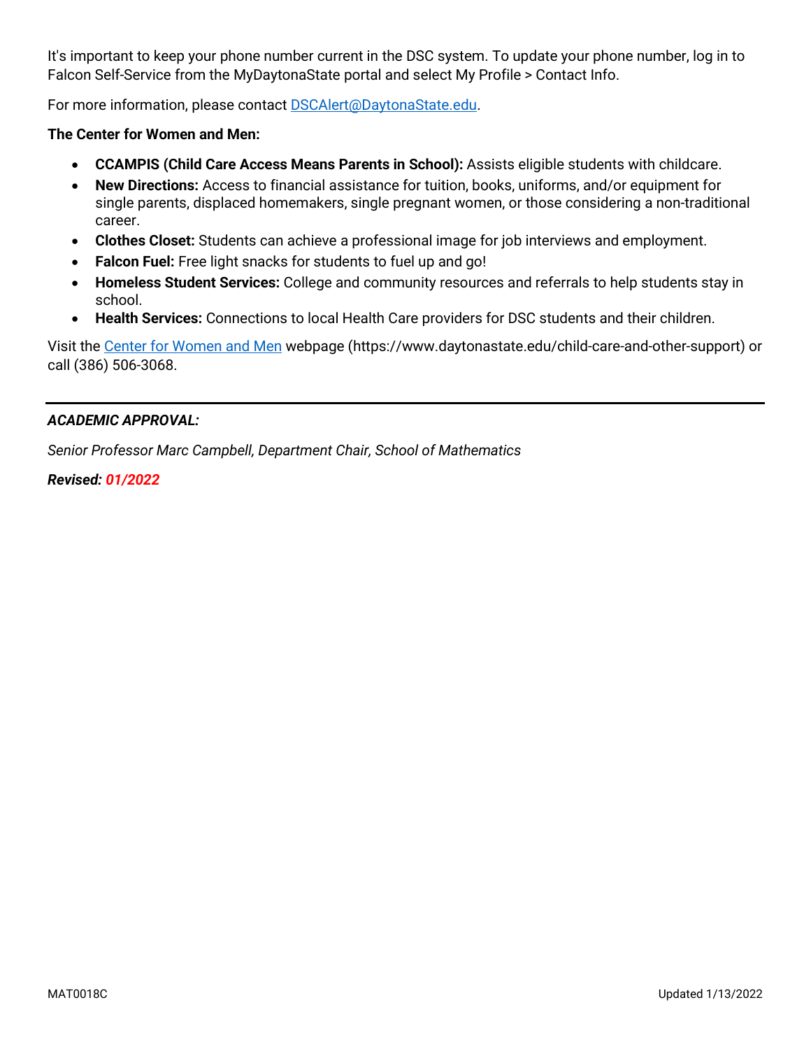It's important to keep your phone number current in the DSC system. To update your phone number, log in to Falcon Self-Service from the MyDaytonaState portal and select My Profile > Contact Info.

For more information, please contact [DSCAlert@DaytonaState.edu](mailto:DSCAlert@DaytonaState.edu).

**The Center for Women and Men:**

- **CCAMPIS (Child Care Access Means Parents in School):** Assists eligible students with childcare.
- **New Directions:** Access to financial assistance for tuition, books, uniforms, and/or equipment for single parents, displaced homemakers, single pregnant women, or those considering a non-traditional career.
- **Clothes Closet:** Students can achieve a professional image for job interviews and employment.
- **Falcon Fuel:** Free light snacks for students to fuel up and go!
- **Homeless Student Services:** College and community resources and referrals to help students stay in school.
- **Health Services:** Connections to local Health Care providers for DSC students and their children.

Visit the [Center for Women and Men](https://www.daytonastate.edu/child-care-and-other-support) webpage (https://www.daytonastate.edu/child-care-and-other-support) or call (386) 506-3068.

---

***ACADEMIC APPROVAL:***

*Senior Professor Marc Campbell, Department Chair, School of Mathematics*

***Revised: 01/2022***